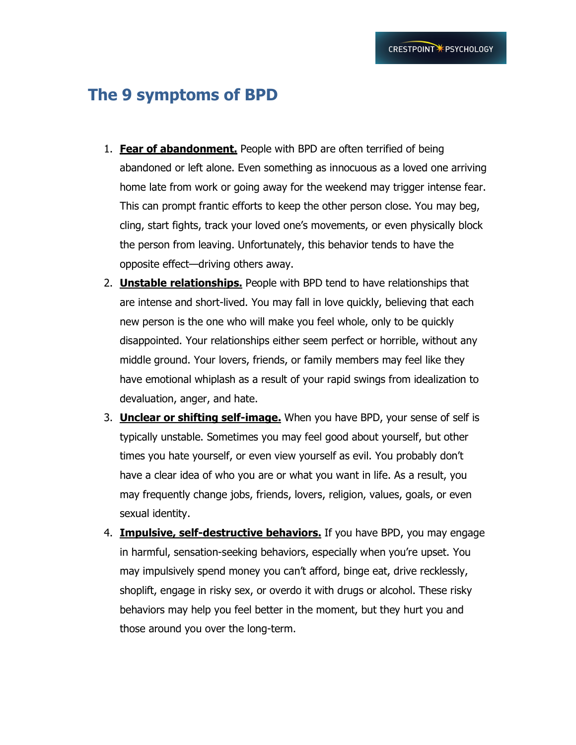## The 9 symptoms of BPD

1. **Fear of abandonment.** People with BPD are often terrified of being abandoned or left alone. Even something as innocuous as a loved one arriving home late from work or going away for the weekend may trigger intense fear. This can prompt frantic efforts to keep the other person close. You may beg, cling, start fights, track your loved one's movements, or even physically block the person from leaving. Unfortunately, this behavior tends to have the opposite effect—driving others away.
2. **Unstable relationships.** People with BPD tend to have relationships that are intense and short-lived. You may fall in love quickly, believing that each new person is the one who will make you feel whole, only to be quickly disappointed. Your relationships either seem perfect or horrible, without any middle ground. Your lovers, friends, or family members may feel like they have emotional whiplash as a result of your rapid swings from idealization to devaluation, anger, and hate.
3. **Unclear or shifting self-image.** When you have BPD, your sense of self is typically unstable. Sometimes you may feel good about yourself, but other times you hate yourself, or even view yourself as evil. You probably don't have a clear idea of who you are or what you want in life. As a result, you may frequently change jobs, friends, lovers, religion, values, goals, or even sexual identity.
4. **Impulsive, self-destructive behaviors.** If you have BPD, you may engage in harmful, sensation-seeking behaviors, especially when you're upset. You may impulsively spend money you can't afford, binge eat, drive recklessly, shoplift, engage in risky sex, or overdo it with drugs or alcohol. These risky behaviors may help you feel better in the moment, but they hurt you and those around you over the long-term.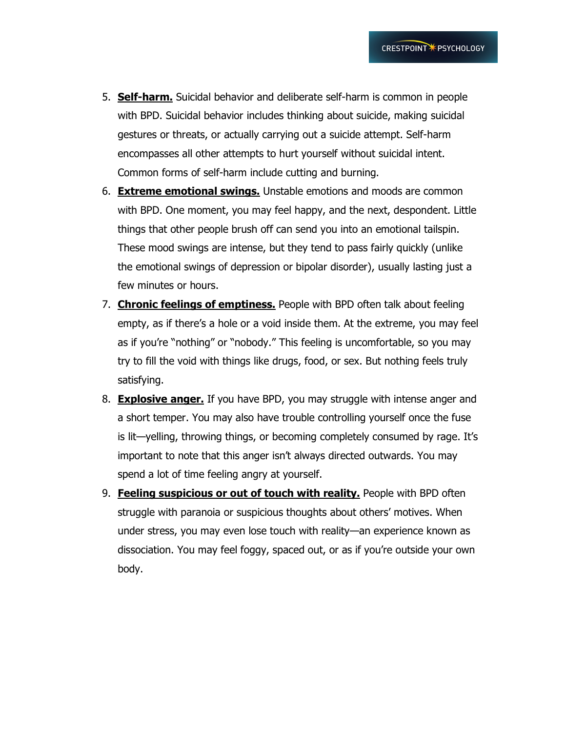5. **Self-harm.** Suicidal behavior and deliberate self-harm is common in people with BPD. Suicidal behavior includes thinking about suicide, making suicidal gestures or threats, or actually carrying out a suicide attempt. Self-harm encompasses all other attempts to hurt yourself without suicidal intent. Common forms of self-harm include cutting and burning.
6. **Extreme emotional swings.** Unstable emotions and moods are common with BPD. One moment, you may feel happy, and the next, despondent. Little things that other people brush off can send you into an emotional tailspin. These mood swings are intense, but they tend to pass fairly quickly (unlike the emotional swings of depression or bipolar disorder), usually lasting just a few minutes or hours.
7. **Chronic feelings of emptiness.** People with BPD often talk about feeling empty, as if there's a hole or a void inside them. At the extreme, you may feel as if you're "nothing" or "nobody." This feeling is uncomfortable, so you may try to fill the void with things like drugs, food, or sex. But nothing feels truly satisfying.
8. **Explosive anger.** If you have BPD, you may struggle with intense anger and a short temper. You may also have trouble controlling yourself once the fuse is lit—yelling, throwing things, or becoming completely consumed by rage. It's important to note that this anger isn't always directed outwards. You may spend a lot of time feeling angry at yourself.
9. **Feeling suspicious or out of touch with reality.** People with BPD often struggle with paranoia or suspicious thoughts about others' motives. When under stress, you may even lose touch with reality—an experience known as dissociation. You may feel foggy, spaced out, or as if you're outside your own body.